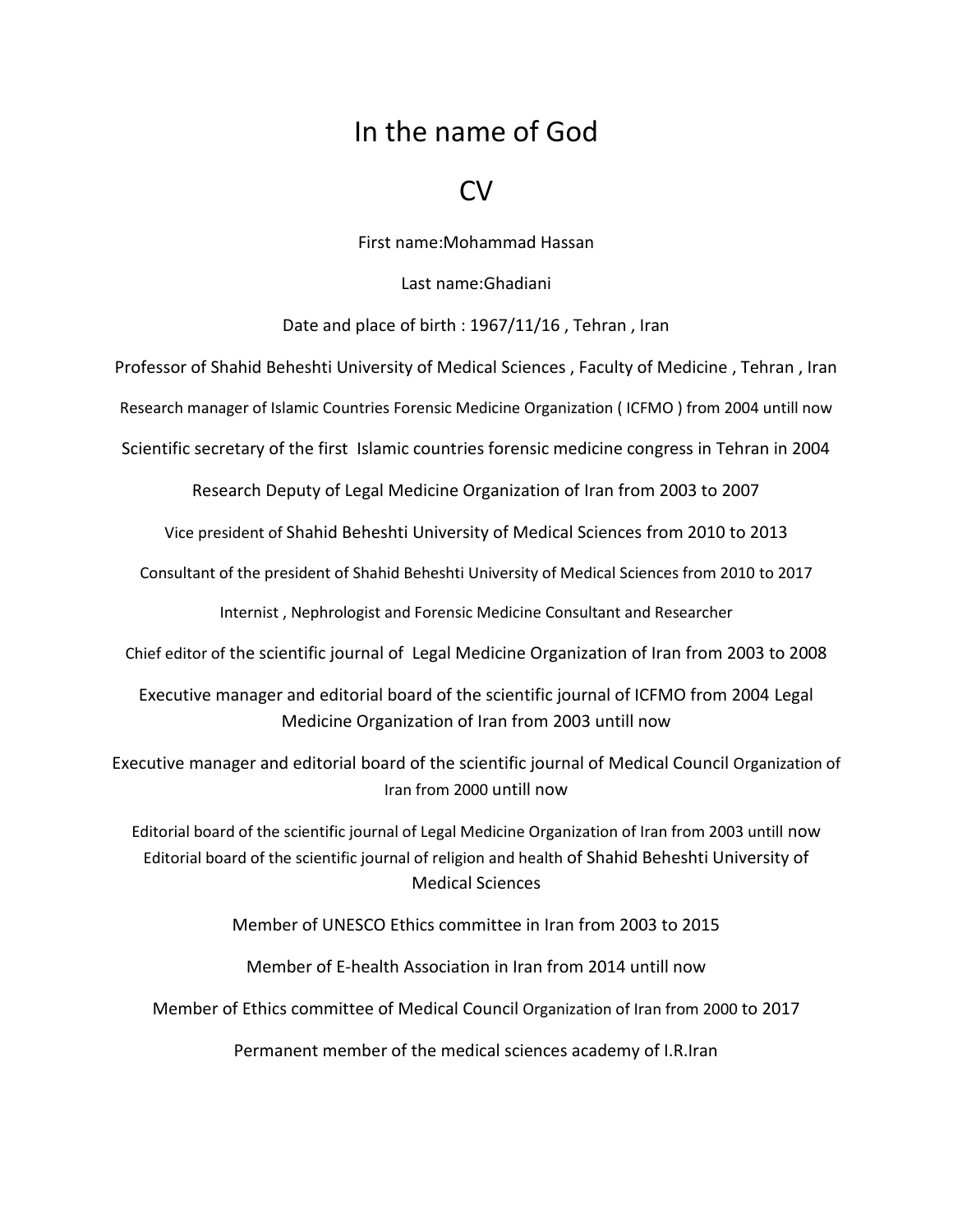# In the name of God

# CV

First name:Mohammad Hassan

Last name:Ghadiani

Date and place of birth : 1967/11/16 , Tehran , Iran

Professor of Shahid Beheshti University of Medical Sciences , Faculty of Medicine , Tehran , Iran

Research manager of Islamic Countries Forensic Medicine Organization ( ICFMO ) from 2004 untill now

Scientific secretary of the first Islamic countries forensic medicine congress in Tehran in 2004

Research Deputy of Legal Medicine Organization of Iran from 2003 to 2007

Vice president of Shahid Beheshti University of Medical Sciences from 2010 to 2013

Consultant of the president of Shahid Beheshti University of Medical Sciences from 2010 to 2017

Internist , Nephrologist and Forensic Medicine Consultant and Researcher

Chief editor of the scientific journal of Legal Medicine Organization of Iran from 2003 to 2008

Executive manager and editorial board of the scientific journal of ICFMO from 2004 Legal Medicine Organization of Iran from 2003 untill now

Executive manager and editorial board of the scientific journal of Medical Council Organization of Iran from 2000 untill now

Editorial board of the scientific journal of Legal Medicine Organization of Iran from 2003 untill now
Editorial board of the scientific journal of religion and health of Shahid Beheshti University of Medical Sciences

Member of UNESCO Ethics committee in Iran from 2003 to 2015

Member of E-health Association in Iran from 2014 untill now

Member of Ethics committee of Medical Council Organization of Iran from 2000 to 2017

Permanent member of the medical sciences academy of I.R.Iran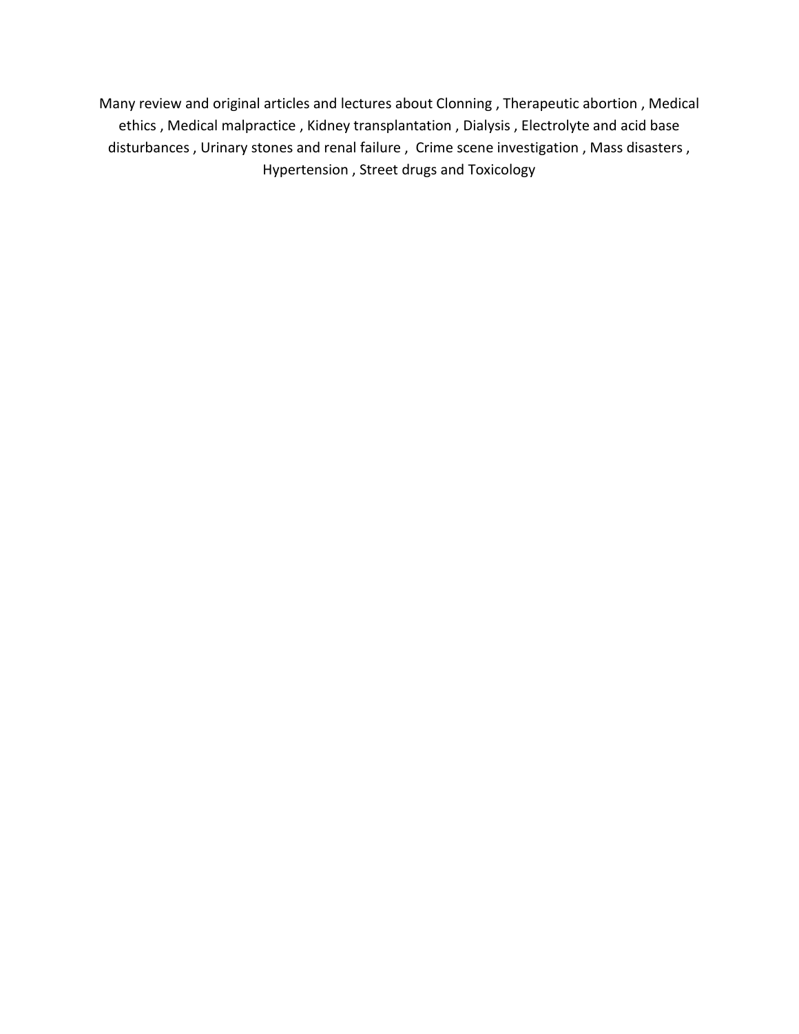Many review and original articles and lectures about Clonning , Therapeutic abortion , Medical ethics , Medical malpractice , Kidney transplantation , Dialysis , Electrolyte and acid base disturbances , Urinary stones and renal failure , Crime scene investigation , Mass disasters , Hypertension , Street drugs and Toxicology